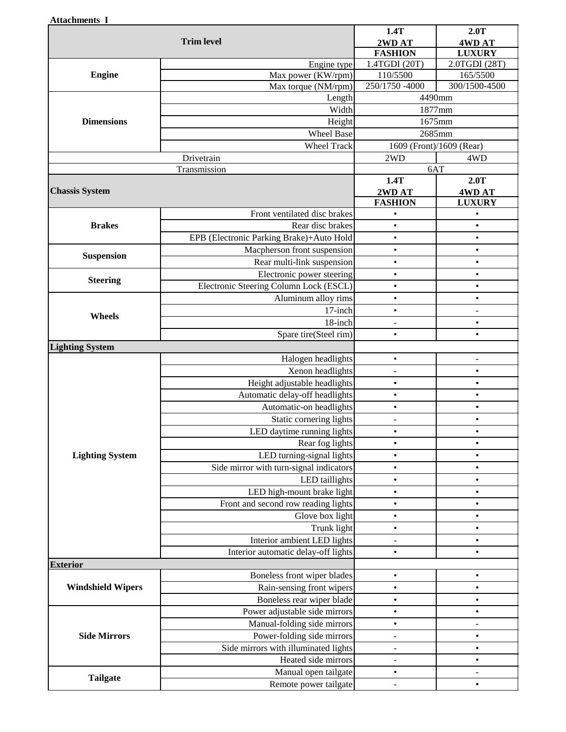**Attachments I**

| Trim level | | 1.4T 2WD AT FASHION | 2.0T 4WD AT LUXURY |
|---|---|---|---|
| Engine | Engine type | 1.4TGDI (20T) | 2.0TGDI (28T) |
| | Max power (KW/rpm) | 110/5500 | 165/5500 |
| | Max torque (NM/rpm) | 250/1750 -4000 | 300/1500-4500 |
| Dimensions | Length | 4490mm | |
| | Width | 1877mm | |
| | Height | 1675mm | |
| | Wheel Base | 2685mm | |
| | Wheel Track | 1609 (Front)/1609 (Rear) | |
| Drivetrain | | 2WD | 4WD |
| Transmission | | 6AT | |
| **Chassis System** | | **1.4T 2WD AT FASHION** | **2.0T 4WD AT LUXURY** |
| Brakes | Front ventilated disc brakes | • | • |
| | Rear disc brakes | • | • |
| | EPB (Electronic Parking Brake)+Auto Hold | • | • |
| Suspension | Macpherson front suspension | • | • |
| | Rear multi-link suspension | • | • |
| Steering | Electronic power steering | • | • |
| | Electronic Steering Column Lock (ESCL) | • | • |
| Wheels | Aluminum alloy rims | • | • |
| | 17-inch | • | - |
| | 18-inch | - | • |
| | Spare tire(Steel rim) | • | • |
| **Lighting System** | | | |
| Lighting System | Halogen headlights | • | - |
| | Xenon headlights | - | • |
| | Height adjustable headlights | • | • |
| | Automatic delay-off headlights | • | • |
| | Automatic-on headlights | • | • |
| | Static cornering lights | - | • |
| | LED daytime running lights | • | • |
| | Rear fog lights | • | • |
| | LED turning-signal lights | • | • |
| | Side mirror with turn-signal indicators | • | • |
| | LED taillights | • | • |
| | LED high-mount brake light | • | • |
| | Front and second row reading lights | • | • |
| | Glove box light | • | • |
| | Trunk light | • | • |
| | Interior ambient LED lights | - | • |
| | Interior automatic delay-off lights | • | • |
| **Exterior** | | | |
| Windshield Wipers | Boneless front wiper blades | • | • |
| | Rain-sensing front wipers | • | • |
| | Boneless rear wiper blade | • | • |
| Side Mirrors | Power adjustable side mirrors | • | • |
| | Manual-folding side mirrors | • | - |
| | Power-folding side mirrors | - | • |
| | Side mirrors with illuminated lights | - | • |
| | Heated side mirrors | - | • |
| Tailgate | Manual open tailgate | • | - |
| | Remote power tailgate | - | • |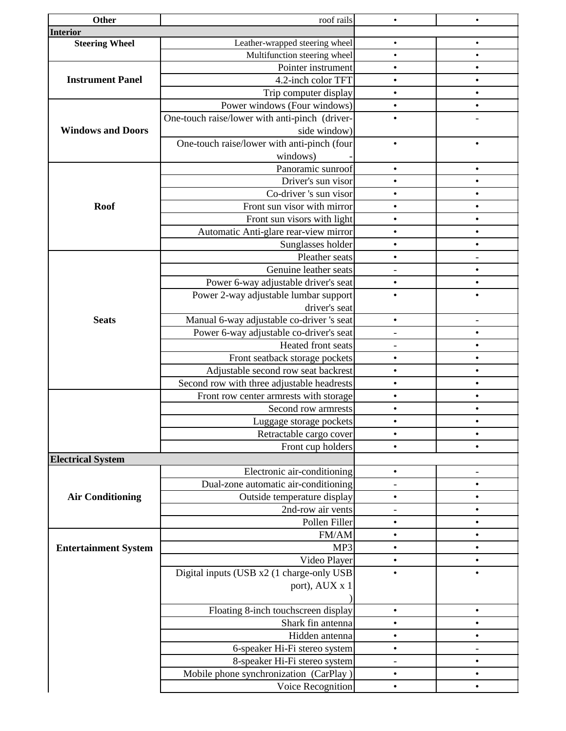| Other | roof rails | • | • |
|---|---|---|---|
| **Interior** | | | |
| **Steering Wheel** | Leather-wrapped steering wheel | • | • |
| | Multifunction steering wheel | • | • |
| **Instrument Panel** | Pointer instrument | • | • |
| | 4.2-inch color TFT | • | • |
| | Trip computer display | • | • |
| **Windows and Doors** | Power windows (Four windows) | • | • |
| | One-touch raise/lower with anti-pinch (driver-side window) | • | - |
| | One-touch raise/lower with anti-pinch (four windows) - | • | • |
| **Roof** | Panoramic sunroof | • | • |
| | Driver's sun visor | • | • |
| | Co-driver 's sun visor | • | • |
| | Front sun visor with mirror | • | • |
| | Front sun visors with light | • | • |
| | Automatic Anti-glare rear-view mirror | • | • |
| | Sunglasses holder | • | • |
| **Seats** | Pleather seats | • | - |
| | Genuine leather seats | - | • |
| | Power 6-way adjustable driver's seat | • | • |
| | Power 2-way adjustable lumbar support driver's seat | • | • |
| | Manual 6-way adjustable co-driver 's seat | • | - |
| | Power 6-way adjustable co-driver's seat | - | • |
| | Heated front seats | - | • |
| | Front seatback storage pockets | • | • |
| | Adjustable second row seat backrest | • | • |
| | Second row with three adjustable headrests | • | • |
| | Front row center armrests with storage | • | • |
| | Second row armrests | • | • |
| | Luggage storage pockets | • | • |
| | Retractable cargo cover | • | • |
| | Front cup holders | • | • |
| **Electrical System** | | | |
| **Air Conditioning** | Electronic air-conditioning | • | - |
| | Dual-zone automatic air-conditioning | - | • |
| | Outside temperature display | • | • |
| | 2nd-row air vents | - | • |
| | Pollen Filler | • | • |
| **Entertainment System** | FM/AM | • | • |
| | MP3 | • | • |
| | Video Player | • | • |
| | Digital inputs (USB x2 (1 charge-only USB port), AUX x 1 ) | • | • |
| | Floating 8-inch touchscreen display | • | • |
| | Shark fin antenna | • | • |
| | Hidden antenna | • | • |
| | 6-speaker Hi-Fi stereo system | • | - |
| | 8-speaker Hi-Fi stereo system | - | • |
| | Mobile phone synchronization (CarPlay ) | • | • |
| | Voice Recognition | • | • |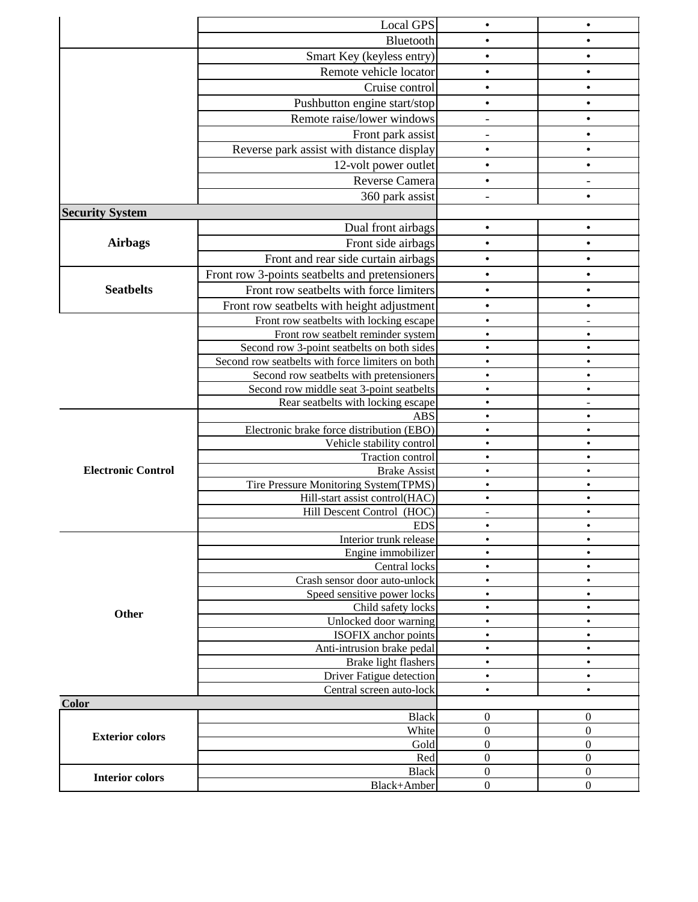| | | | |
|---|---|---|---|
| | Local GPS | • | • |
| | Bluetooth | • | • |
| | Smart Key (keyless entry) | • | • |
| | Remote vehicle locator | • | • |
| | Cruise control | • | • |
| | Pushbutton engine start/stop | • | • |
| | Remote raise/lower windows | - | • |
| | Front park assist | - | • |
| | Reverse park assist with distance display | • | • |
| | 12-volt power outlet | • | • |
| | Reverse Camera | • | - |
| | 360 park assist | - | • |
| **Security System** | | | |
| **Airbags** | Dual front airbags | • | • |
| | Front side airbags | • | • |
| | Front and rear side curtain airbags | • | • |
| **Seatbelts** | Front row 3-points seatbelts and pretensioners | • | • |
| | Front row seatbelts with force limiters | • | • |
| | Front row seatbelts with height adjustment | • | • |
| | Front row seatbelts with locking escape | • | - |
| | Front row seatbelt reminder system | • | • |
| | Second row 3-point seatbelts on both sides | • | • |
| | Second row seatbelts with force limiters on both | • | • |
| | Second row seatbelts with pretensioners | • | • |
| | Second row middle seat 3-point seatbelts | • | • |
| | Rear seatbelts with locking escape | • | - |
| **Electronic Control** | ABS | • | • |
| | Electronic brake force distribution (EBO) | • | • |
| | Vehicle stability control | • | • |
| | Traction control | • | • |
| | Brake Assist | • | • |
| | Tire Pressure Monitoring System(TPMS) | • | • |
| | Hill-start assist control(HAC) | • | • |
| | Hill Descent Control (HOC) | - | • |
| | EDS | • | • |
| **Other** | Interior trunk release | • | • |
| | Engine immobilizer | • | • |
| | Central locks | • | • |
| | Crash sensor door auto-unlock | • | • |
| | Speed sensitive power locks | • | • |
| | Child safety locks | • | • |
| | Unlocked door warning | • | • |
| | ISOFIX anchor points | • | • |
| | Anti-intrusion brake pedal | • | • |
| | Brake light flashers | • | • |
| | Driver Fatigue detection | • | • |
| | Central screen auto-lock | • | • |
| **Color** | | | |
| **Exterior colors** | Black | 0 | 0 |
| | White | 0 | 0 |
| | Gold | 0 | 0 |
| | Red | 0 | 0 |
| **Interior colors** | Black | 0 | 0 |
| | Black+Amber | 0 | 0 |